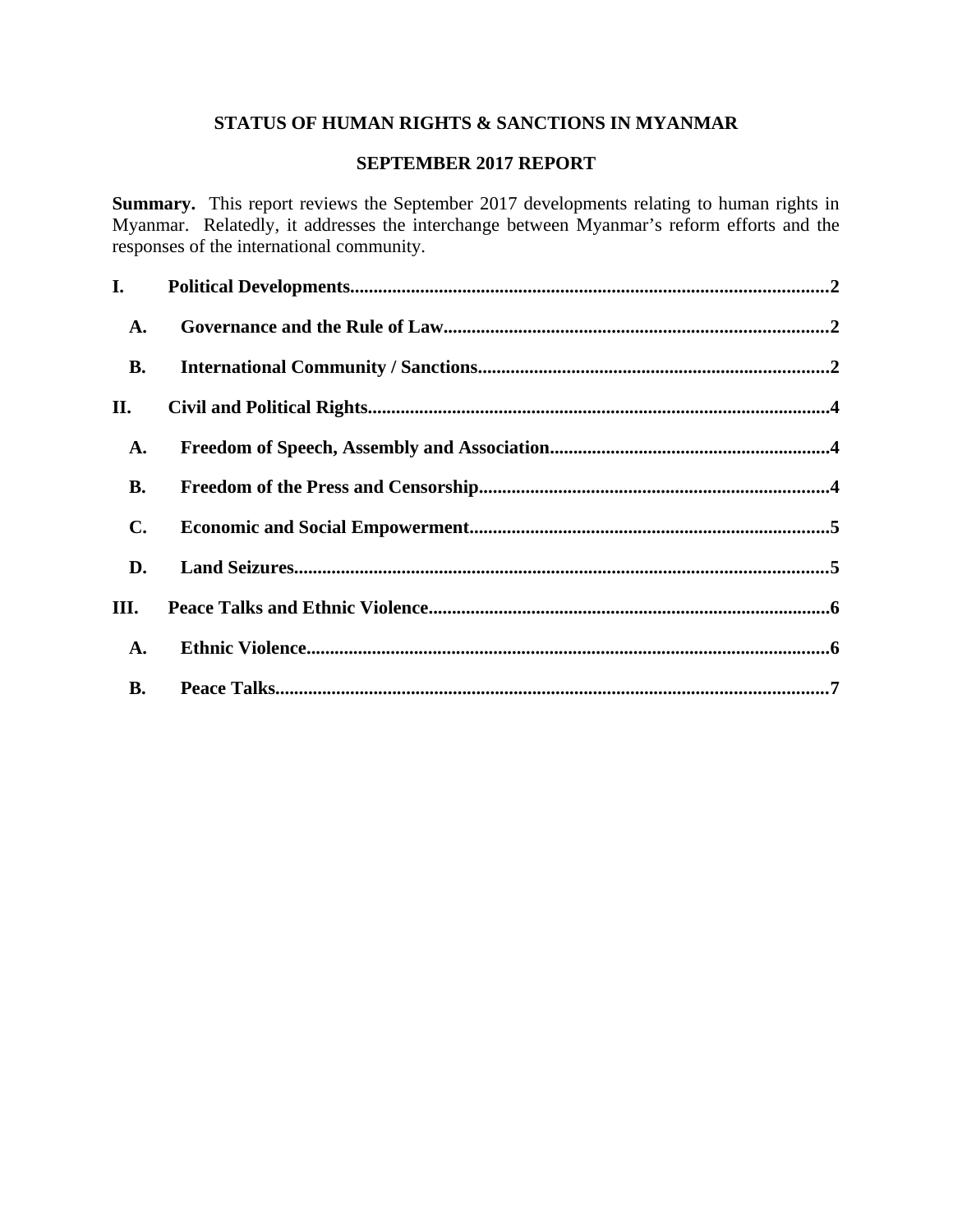# STATUS OF HUMAN RIGHTS & SANCTIONS IN MYANMAR

## SEPTEMBER 2017 REPORT

**Summary.** This report reviews the September 2017 developments relating to human rights in Myanmar. Relatedly, it addresses the interchange between Myanmar's reform efforts and the responses of the international community.

**I. Political Developments......................................................................................................2**

- **A. Governance and the Rule of Law..................................................................................2**
- **B. International Community / Sanctions..........................................................................2**

**II. Civil and Political Rights..................................................................................................4**

- **A. Freedom of Speech, Assembly and Association...........................................................4**
- **B. Freedom of the Press and Censorship..........................................................................4**
- **C. Economic and Social Empowerment............................................................................5**
- **D. Land Seizures..................................................................................................................5**

**III. Peace Talks and Ethnic Violence.....................................................................................6**

- **A. Ethnic Violence................................................................................................................6**
- **B. Peace Talks.......................................................................................................................7**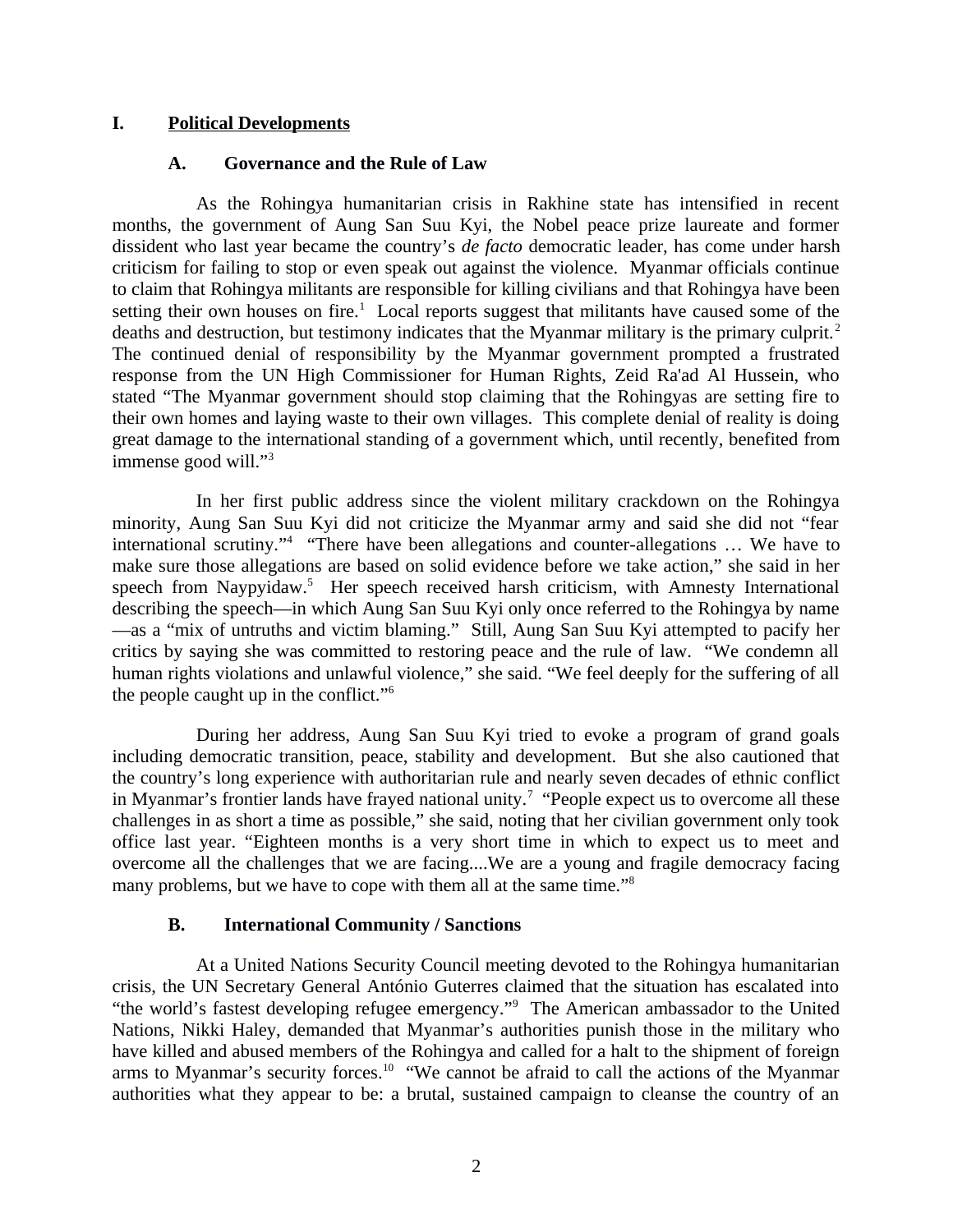# I. Political Developments

## A. Governance and the Rule of Law

As the Rohingya humanitarian crisis in Rakhine state has intensified in recent months, the government of Aung San Suu Kyi, the Nobel peace prize laureate and former dissident who last year became the country's *de facto* democratic leader, has come under harsh criticism for failing to stop or even speak out against the violence. Myanmar officials continue to claim that Rohingya militants are responsible for killing civilians and that Rohingya have been setting their own houses on fire.[1] Local reports suggest that militants have caused some of the deaths and destruction, but testimony indicates that the Myanmar military is the primary culprit.[2] The continued denial of responsibility by the Myanmar government prompted a frustrated response from the UN High Commissioner for Human Rights, Zeid Ra'ad Al Hussein, who stated "The Myanmar government should stop claiming that the Rohingyas are setting fire to their own homes and laying waste to their own villages. This complete denial of reality is doing great damage to the international standing of a government which, until recently, benefited from immense good will."[3]

In her first public address since the violent military crackdown on the Rohingya minority, Aung San Suu Kyi did not criticize the Myanmar army and said she did not "fear international scrutiny."[4] "There have been allegations and counter-allegations … We have to make sure those allegations are based on solid evidence before we take action," she said in her speech from Naypyidaw.[5] Her speech received harsh criticism, with Amnesty International describing the speech—in which Aung San Suu Kyi only once referred to the Rohingya by name—as a "mix of untruths and victim blaming." Still, Aung San Suu Kyi attempted to pacify her critics by saying she was committed to restoring peace and the rule of law. "We condemn all human rights violations and unlawful violence," she said. "We feel deeply for the suffering of all the people caught up in the conflict."[6]

During her address, Aung San Suu Kyi tried to evoke a program of grand goals including democratic transition, peace, stability and development. But she also cautioned that the country's long experience with authoritarian rule and nearly seven decades of ethnic conflict in Myanmar's frontier lands have frayed national unity.[7] "People expect us to overcome all these challenges in as short a time as possible," she said, noting that her civilian government only took office last year. "Eighteen months is a very short time in which to expect us to meet and overcome all the challenges that we are facing....We are a young and fragile democracy facing many problems, but we have to cope with them all at the same time."[8]

## B. International Community / Sanctions

At a United Nations Security Council meeting devoted to the Rohingya humanitarian crisis, the UN Secretary General António Guterres claimed that the situation has escalated into "the world's fastest developing refugee emergency."[9] The American ambassador to the United Nations, Nikki Haley, demanded that Myanmar's authorities punish those in the military who have killed and abused members of the Rohingya and called for a halt to the shipment of foreign arms to Myanmar's security forces.[10] "We cannot be afraid to call the actions of the Myanmar authorities what they appear to be: a brutal, sustained campaign to cleanse the country of an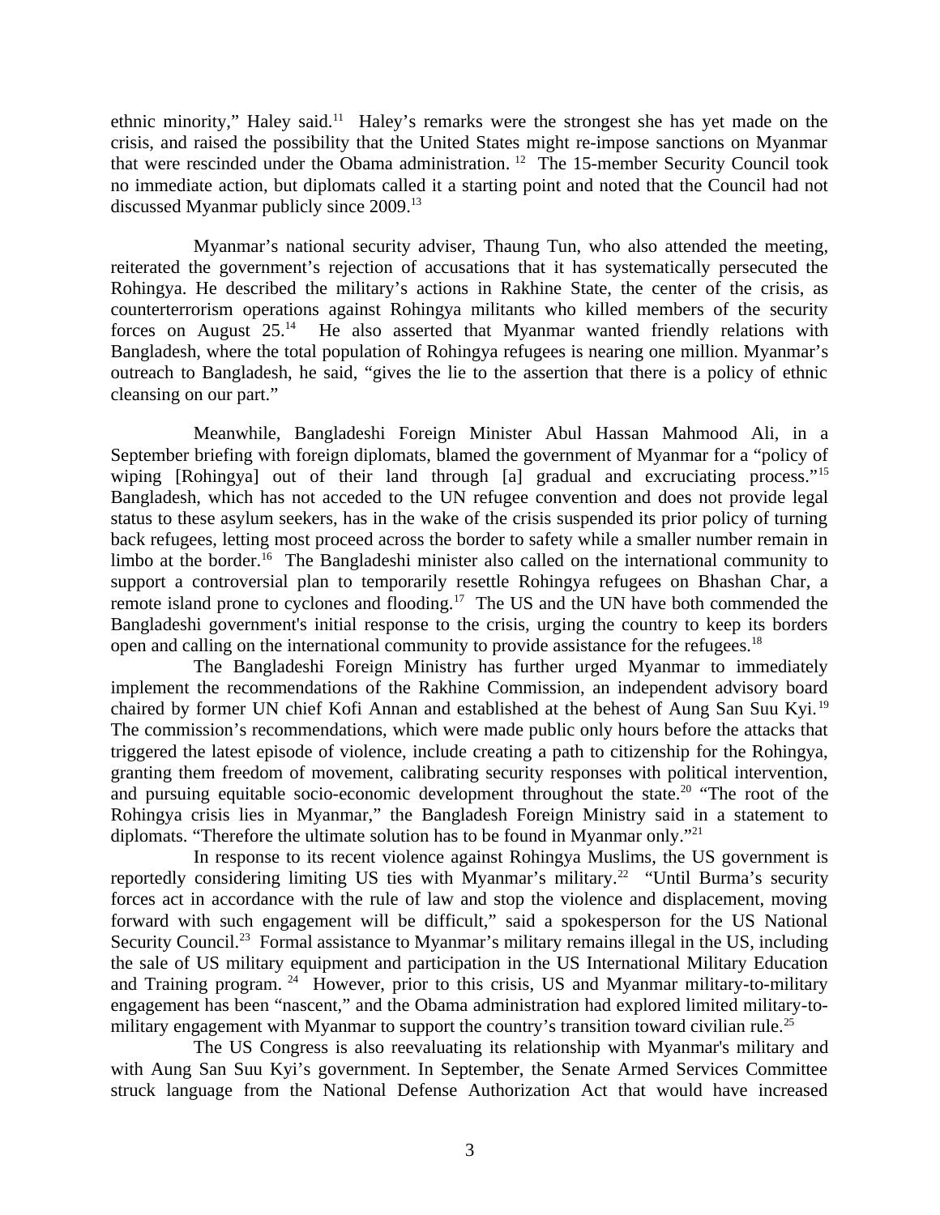ethnic minority," Haley said.[11] Haley's remarks were the strongest she has yet made on the crisis, and raised the possibility that the United States might re-impose sanctions on Myanmar that were rescinded under the Obama administration. [12] The 15-member Security Council took no immediate action, but diplomats called it a starting point and noted that the Council had not discussed Myanmar publicly since 2009.[13]

Myanmar's national security adviser, Thaung Tun, who also attended the meeting, reiterated the government's rejection of accusations that it has systematically persecuted the Rohingya. He described the military's actions in Rakhine State, the center of the crisis, as counterterrorism operations against Rohingya militants who killed members of the security forces on August 25.[14] He also asserted that Myanmar wanted friendly relations with Bangladesh, where the total population of Rohingya refugees is nearing one million. Myanmar's outreach to Bangladesh, he said, "gives the lie to the assertion that there is a policy of ethnic cleansing on our part."

Meanwhile, Bangladeshi Foreign Minister Abul Hassan Mahmood Ali, in a September briefing with foreign diplomats, blamed the government of Myanmar for a "policy of wiping [Rohingya] out of their land through [a] gradual and excruciating process."[15] Bangladesh, which has not acceded to the UN refugee convention and does not provide legal status to these asylum seekers, has in the wake of the crisis suspended its prior policy of turning back refugees, letting most proceed across the border to safety while a smaller number remain in limbo at the border.[16] The Bangladeshi minister also called on the international community to support a controversial plan to temporarily resettle Rohingya refugees on Bhashan Char, a remote island prone to cyclones and flooding.[17] The US and the UN have both commended the Bangladeshi government's initial response to the crisis, urging the country to keep its borders open and calling on the international community to provide assistance for the refugees.[18]

The Bangladeshi Foreign Ministry has further urged Myanmar to immediately implement the recommendations of the Rakhine Commission, an independent advisory board chaired by former UN chief Kofi Annan and established at the behest of Aung San Suu Kyi.[19] The commission's recommendations, which were made public only hours before the attacks that triggered the latest episode of violence, include creating a path to citizenship for the Rohingya, granting them freedom of movement, calibrating security responses with political intervention, and pursuing equitable socio-economic development throughout the state.[20] "The root of the Rohingya crisis lies in Myanmar," the Bangladesh Foreign Ministry said in a statement to diplomats. "Therefore the ultimate solution has to be found in Myanmar only."[21]

In response to its recent violence against Rohingya Muslims, the US government is reportedly considering limiting US ties with Myanmar's military.[22] "Until Burma's security forces act in accordance with the rule of law and stop the violence and displacement, moving forward with such engagement will be difficult," said a spokesperson for the US National Security Council.[23] Formal assistance to Myanmar's military remains illegal in the US, including the sale of US military equipment and participation in the US International Military Education and Training program. [24] However, prior to this crisis, US and Myanmar military-to-military engagement has been "nascent," and the Obama administration had explored limited military-to-military engagement with Myanmar to support the country's transition toward civilian rule.[25]

The US Congress is also reevaluating its relationship with Myanmar's military and with Aung San Suu Kyi's government. In September, the Senate Armed Services Committee struck language from the National Defense Authorization Act that would have increased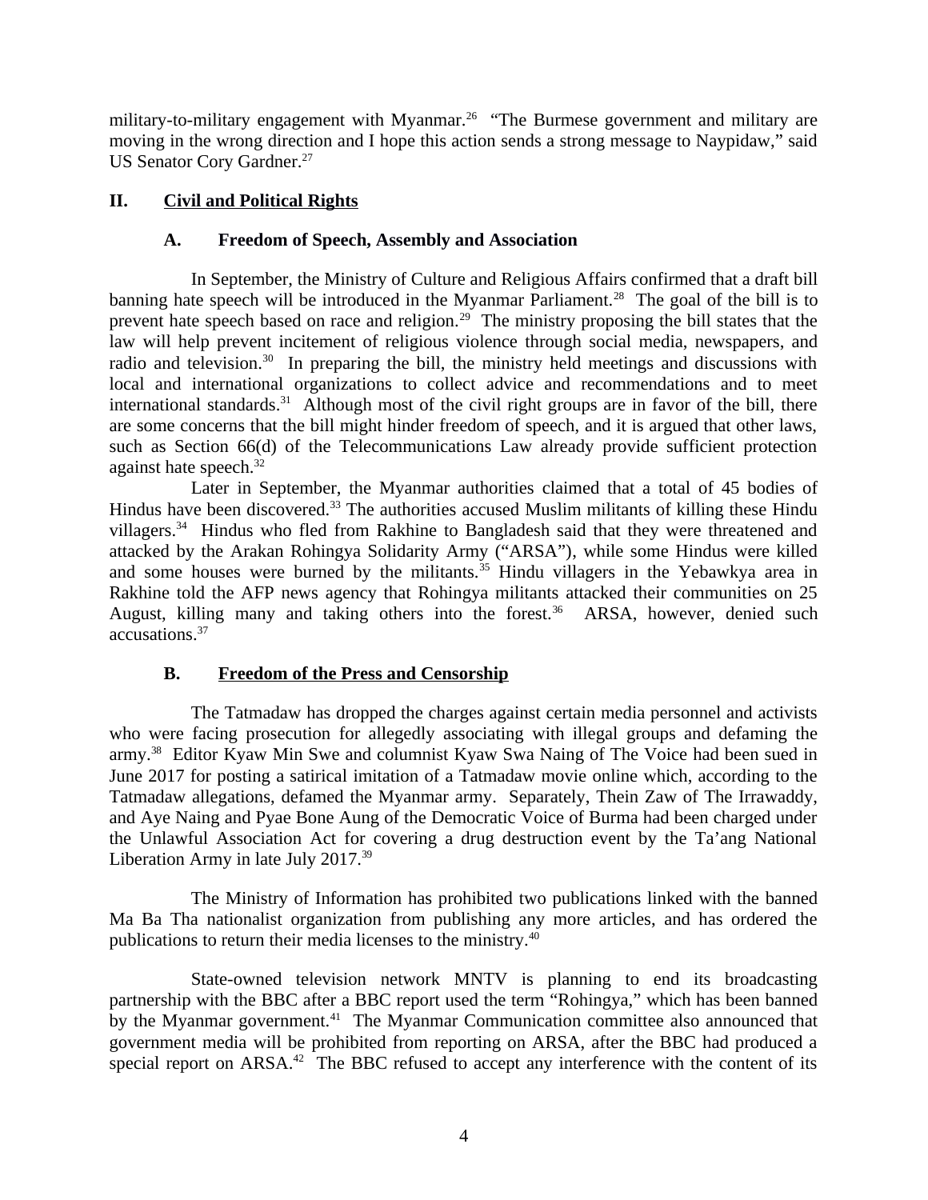military-to-military engagement with Myanmar.[26] "The Burmese government and military are moving in the wrong direction and I hope this action sends a strong message to Naypidaw," said US Senator Cory Gardner.[27]

## II. Civil and Political Rights

### A. Freedom of Speech, Assembly and Association

In September, the Ministry of Culture and Religious Affairs confirmed that a draft bill banning hate speech will be introduced in the Myanmar Parliament.[28] The goal of the bill is to prevent hate speech based on race and religion.[29] The ministry proposing the bill states that the law will help prevent incitement of religious violence through social media, newspapers, and radio and television.[30] In preparing the bill, the ministry held meetings and discussions with local and international organizations to collect advice and recommendations and to meet international standards.[31] Although most of the civil right groups are in favor of the bill, there are some concerns that the bill might hinder freedom of speech, and it is argued that other laws, such as Section 66(d) of the Telecommunications Law already provide sufficient protection against hate speech.[32]

Later in September, the Myanmar authorities claimed that a total of 45 bodies of Hindus have been discovered.[33] The authorities accused Muslim militants of killing these Hindu villagers.[34] Hindus who fled from Rakhine to Bangladesh said that they were threatened and attacked by the Arakan Rohingya Solidarity Army ("ARSA"), while some Hindus were killed and some houses were burned by the militants.[35] Hindu villagers in the Yebawkya area in Rakhine told the AFP news agency that Rohingya militants attacked their communities on 25 August, killing many and taking others into the forest.[36] ARSA, however, denied such accusations.[37]

### B. Freedom of the Press and Censorship

The Tatmadaw has dropped the charges against certain media personnel and activists who were facing prosecution for allegedly associating with illegal groups and defaming the army.[38] Editor Kyaw Min Swe and columnist Kyaw Swa Naing of The Voice had been sued in June 2017 for posting a satirical imitation of a Tatmadaw movie online which, according to the Tatmadaw allegations, defamed the Myanmar army. Separately, Thein Zaw of The Irrawaddy, and Aye Naing and Pyae Bone Aung of the Democratic Voice of Burma had been charged under the Unlawful Association Act for covering a drug destruction event by the Ta'ang National Liberation Army in late July 2017.[39]

The Ministry of Information has prohibited two publications linked with the banned Ma Ba Tha nationalist organization from publishing any more articles, and has ordered the publications to return their media licenses to the ministry.[40]

State-owned television network MNTV is planning to end its broadcasting partnership with the BBC after a BBC report used the term "Rohingya," which has been banned by the Myanmar government.[41] The Myanmar Communication committee also announced that government media will be prohibited from reporting on ARSA, after the BBC had produced a special report on ARSA.[42] The BBC refused to accept any interference with the content of its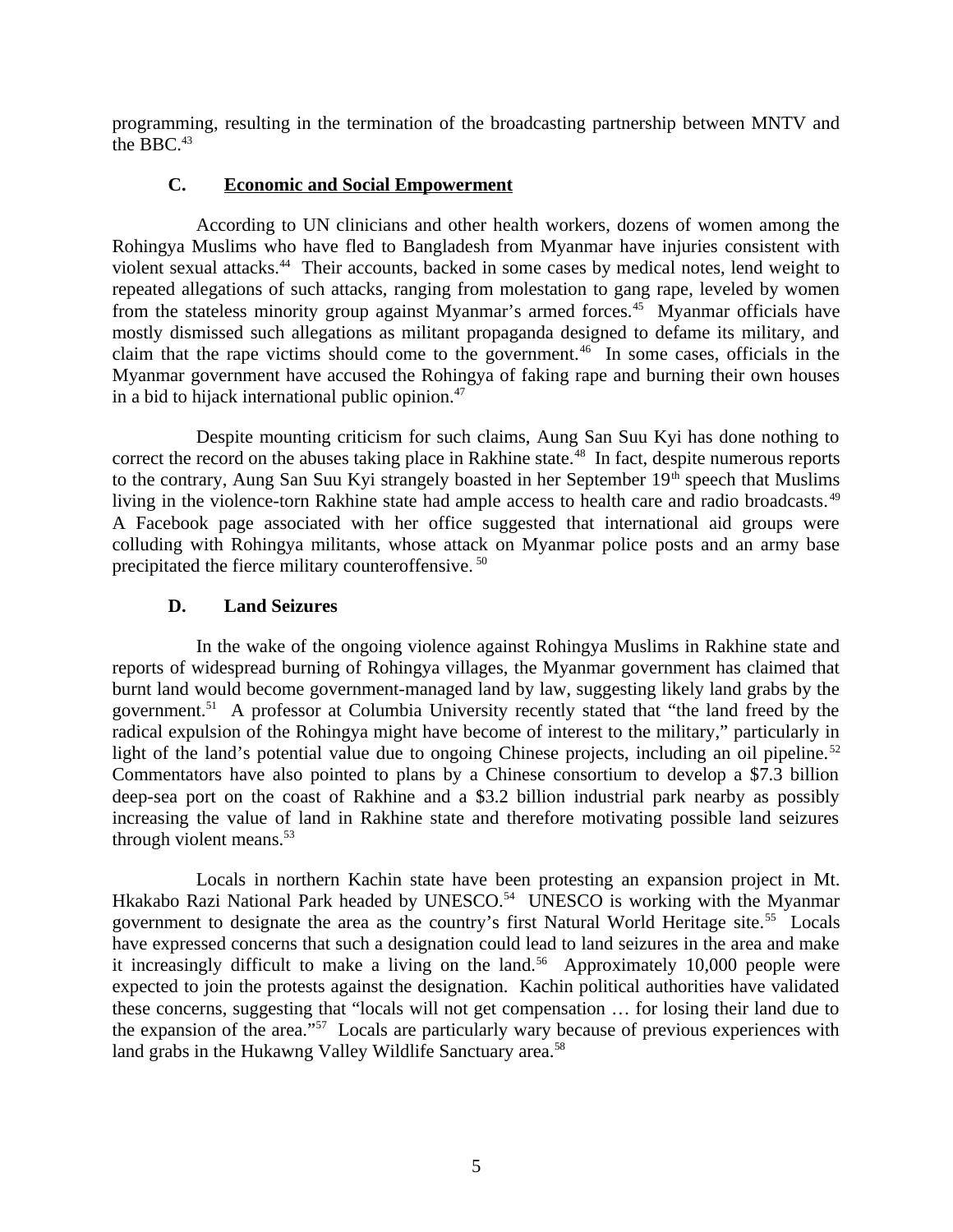programming, resulting in the termination of the broadcasting partnership between MNTV and the BBC.[43]

### C. Economic and Social Empowerment

According to UN clinicians and other health workers, dozens of women among the Rohingya Muslims who have fled to Bangladesh from Myanmar have injuries consistent with violent sexual attacks.[44] Their accounts, backed in some cases by medical notes, lend weight to repeated allegations of such attacks, ranging from molestation to gang rape, leveled by women from the stateless minority group against Myanmar's armed forces.[45] Myanmar officials have mostly dismissed such allegations as militant propaganda designed to defame its military, and claim that the rape victims should come to the government.[46] In some cases, officials in the Myanmar government have accused the Rohingya of faking rape and burning their own houses in a bid to hijack international public opinion.[47]

Despite mounting criticism for such claims, Aung San Suu Kyi has done nothing to correct the record on the abuses taking place in Rakhine state.[48] In fact, despite numerous reports to the contrary, Aung San Suu Kyi strangely boasted in her September 19th speech that Muslims living in the violence-torn Rakhine state had ample access to health care and radio broadcasts.[49] A Facebook page associated with her office suggested that international aid groups were colluding with Rohingya militants, whose attack on Myanmar police posts and an army base precipitated the fierce military counteroffensive.[50]

### D. Land Seizures

In the wake of the ongoing violence against Rohingya Muslims in Rakhine state and reports of widespread burning of Rohingya villages, the Myanmar government has claimed that burnt land would become government-managed land by law, suggesting likely land grabs by the government.[51] A professor at Columbia University recently stated that "the land freed by the radical expulsion of the Rohingya might have become of interest to the military," particularly in light of the land's potential value due to ongoing Chinese projects, including an oil pipeline.[52] Commentators have also pointed to plans by a Chinese consortium to develop a $7.3 billion deep-sea port on the coast of Rakhine and a $3.2 billion industrial park nearby as possibly increasing the value of land in Rakhine state and therefore motivating possible land seizures through violent means.[53]

Locals in northern Kachin state have been protesting an expansion project in Mt. Hkakabo Razi National Park headed by UNESCO.[54] UNESCO is working with the Myanmar government to designate the area as the country's first Natural World Heritage site.[55] Locals have expressed concerns that such a designation could lead to land seizures in the area and make it increasingly difficult to make a living on the land.[56] Approximately 10,000 people were expected to join the protests against the designation. Kachin political authorities have validated these concerns, suggesting that "locals will not get compensation … for losing their land due to the expansion of the area."[57] Locals are particularly wary because of previous experiences with land grabs in the Hukawng Valley Wildlife Sanctuary area.[58]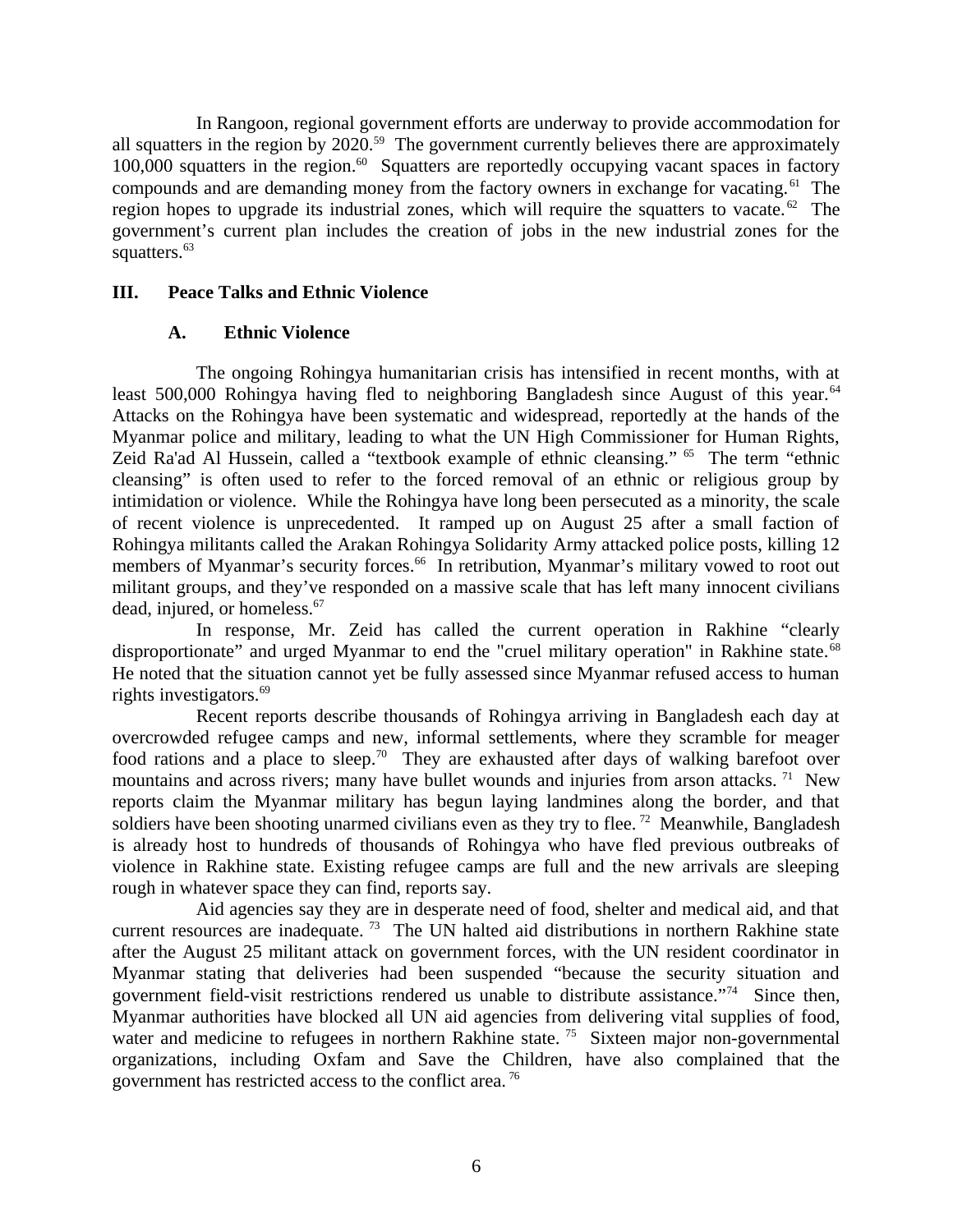In Rangoon, regional government efforts are underway to provide accommodation for all squatters in the region by 2020.[59] The government currently believes there are approximately 100,000 squatters in the region.[60] Squatters are reportedly occupying vacant spaces in factory compounds and are demanding money from the factory owners in exchange for vacating.[61] The region hopes to upgrade its industrial zones, which will require the squatters to vacate.[62] The government's current plan includes the creation of jobs in the new industrial zones for the squatters.[63]

## III. Peace Talks and Ethnic Violence

### A. Ethnic Violence

The ongoing Rohingya humanitarian crisis has intensified in recent months, with at least 500,000 Rohingya having fled to neighboring Bangladesh since August of this year.[64] Attacks on the Rohingya have been systematic and widespread, reportedly at the hands of the Myanmar police and military, leading to what the UN High Commissioner for Human Rights, Zeid Ra'ad Al Hussein, called a "textbook example of ethnic cleansing." [65] The term "ethnic cleansing" is often used to refer to the forced removal of an ethnic or religious group by intimidation or violence. While the Rohingya have long been persecuted as a minority, the scale of recent violence is unprecedented. It ramped up on August 25 after a small faction of Rohingya militants called the Arakan Rohingya Solidarity Army attacked police posts, killing 12 members of Myanmar's security forces.[66] In retribution, Myanmar's military vowed to root out militant groups, and they've responded on a massive scale that has left many innocent civilians dead, injured, or homeless.[67]

In response, Mr. Zeid has called the current operation in Rakhine "clearly disproportionate" and urged Myanmar to end the "cruel military operation" in Rakhine state.[68] He noted that the situation cannot yet be fully assessed since Myanmar refused access to human rights investigators.[69]

Recent reports describe thousands of Rohingya arriving in Bangladesh each day at overcrowded refugee camps and new, informal settlements, where they scramble for meager food rations and a place to sleep.[70] They are exhausted after days of walking barefoot over mountains and across rivers; many have bullet wounds and injuries from arson attacks. [71] New reports claim the Myanmar military has begun laying landmines along the border, and that soldiers have been shooting unarmed civilians even as they try to flee. [72] Meanwhile, Bangladesh is already host to hundreds of thousands of Rohingya who have fled previous outbreaks of violence in Rakhine state. Existing refugee camps are full and the new arrivals are sleeping rough in whatever space they can find, reports say.

Aid agencies say they are in desperate need of food, shelter and medical aid, and that current resources are inadequate. [73] The UN halted aid distributions in northern Rakhine state after the August 25 militant attack on government forces, with the UN resident coordinator in Myanmar stating that deliveries had been suspended "because the security situation and government field-visit restrictions rendered us unable to distribute assistance."[74] Since then, Myanmar authorities have blocked all UN aid agencies from delivering vital supplies of food, water and medicine to refugees in northern Rakhine state. [75] Sixteen major non-governmental organizations, including Oxfam and Save the Children, have also complained that the government has restricted access to the conflict area. [76]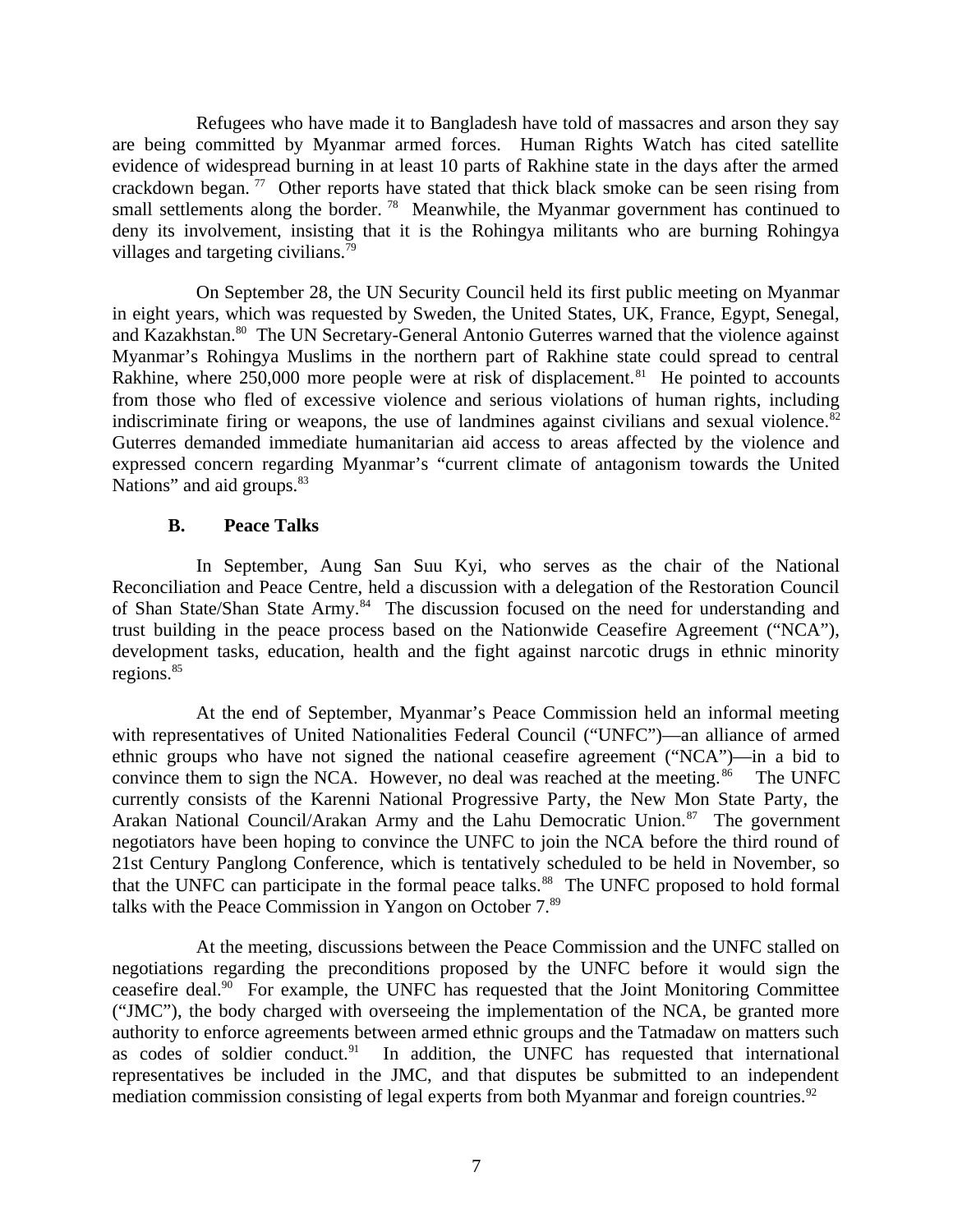Refugees who have made it to Bangladesh have told of massacres and arson they say are being committed by Myanmar armed forces. Human Rights Watch has cited satellite evidence of widespread burning in at least 10 parts of Rakhine state in the days after the armed crackdown began.[77] Other reports have stated that thick black smoke can be seen rising from small settlements along the border.[78] Meanwhile, the Myanmar government has continued to deny its involvement, insisting that it is the Rohingya militants who are burning Rohingya villages and targeting civilians.[79]

On September 28, the UN Security Council held its first public meeting on Myanmar in eight years, which was requested by Sweden, the United States, UK, France, Egypt, Senegal, and Kazakhstan.[80] The UN Secretary-General Antonio Guterres warned that the violence against Myanmar's Rohingya Muslims in the northern part of Rakhine state could spread to central Rakhine, where 250,000 more people were at risk of displacement.[81] He pointed to accounts from those who fled of excessive violence and serious violations of human rights, including indiscriminate firing or weapons, the use of landmines against civilians and sexual violence.[82] Guterres demanded immediate humanitarian aid access to areas affected by the violence and expressed concern regarding Myanmar's "current climate of antagonism towards the United Nations" and aid groups.[83]

### B. Peace Talks

In September, Aung San Suu Kyi, who serves as the chair of the National Reconciliation and Peace Centre, held a discussion with a delegation of the Restoration Council of Shan State/Shan State Army.[84] The discussion focused on the need for understanding and trust building in the peace process based on the Nationwide Ceasefire Agreement ("NCA"), development tasks, education, health and the fight against narcotic drugs in ethnic minority regions.[85]

At the end of September, Myanmar's Peace Commission held an informal meeting with representatives of United Nationalities Federal Council ("UNFC")—an alliance of armed ethnic groups who have not signed the national ceasefire agreement ("NCA")—in a bid to convince them to sign the NCA. However, no deal was reached at the meeting.[86] The UNFC currently consists of the Karenni National Progressive Party, the New Mon State Party, the Arakan National Council/Arakan Army and the Lahu Democratic Union.[87] The government negotiators have been hoping to convince the UNFC to join the NCA before the third round of 21st Century Panglong Conference, which is tentatively scheduled to be held in November, so that the UNFC can participate in the formal peace talks.[88] The UNFC proposed to hold formal talks with the Peace Commission in Yangon on October 7.[89]

At the meeting, discussions between the Peace Commission and the UNFC stalled on negotiations regarding the preconditions proposed by the UNFC before it would sign the ceasefire deal.[90] For example, the UNFC has requested that the Joint Monitoring Committee ("JMC"), the body charged with overseeing the implementation of the NCA, be granted more authority to enforce agreements between armed ethnic groups and the Tatmadaw on matters such as codes of soldier conduct.[91] In addition, the UNFC has requested that international representatives be included in the JMC, and that disputes be submitted to an independent mediation commission consisting of legal experts from both Myanmar and foreign countries.[92]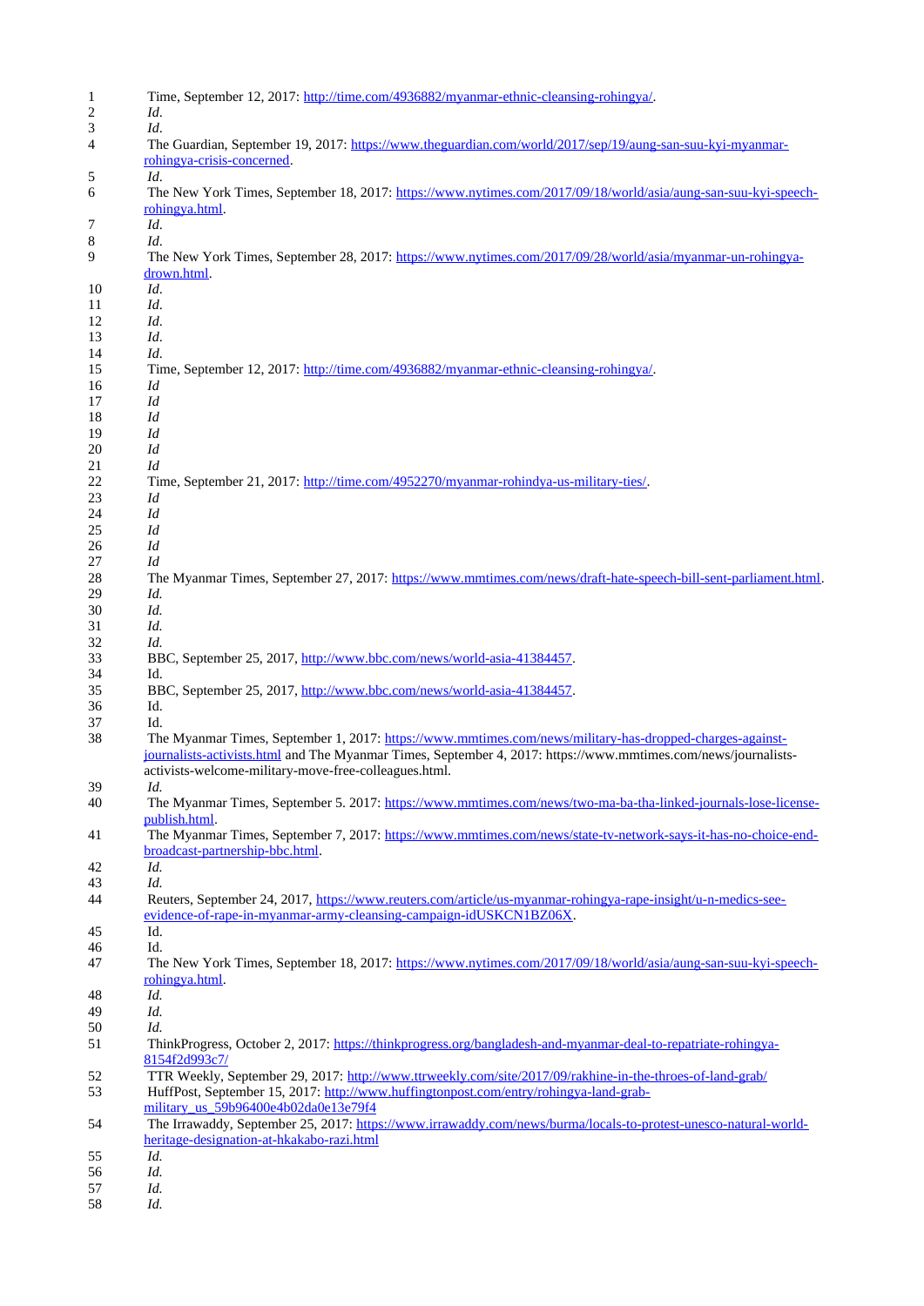1. Time, September 12, 2017: http://time.com/4936882/myanmar-ethnic-cleansing-rohingya/.
2. *Id.*
3. *Id.*
4. The Guardian, September 19, 2017: https://www.theguardian.com/world/2017/sep/19/aung-san-suu-kyi-myanmar-rohingya-crisis-concerned.
5. *Id.*
6. The New York Times, September 18, 2017: https://www.nytimes.com/2017/09/18/world/asia/aung-san-suu-kyi-speech-rohingya.html.
7. *Id.*
8. *Id.*
9. The New York Times, September 28, 2017: https://www.nytimes.com/2017/09/28/world/asia/myanmar-un-rohingya-drown.html.
10. *Id.*
11. *Id.*
12. *Id.*
13. *Id.*
14. *Id.*
15. Time, September 12, 2017: http://time.com/4936882/myanmar-ethnic-cleansing-rohingya/.
16. *Id*
17. *Id*
18. *Id*
19. *Id*
20. *Id*
21. *Id*
22. Time, September 21, 2017: http://time.com/4952270/myanmar-rohindya-us-military-ties/.
23. *Id*
24. *Id*
25. *Id*
26. *Id*
27. *Id*
28. The Myanmar Times, September 27, 2017: https://www.mmtimes.com/news/draft-hate-speech-bill-sent-parliament.html.
29. *Id.*
30. *Id.*
31. *Id.*
32. *Id.*
33. BBC, September 25, 2017, http://www.bbc.com/news/world-asia-41384457.
34. Id.
35. BBC, September 25, 2017, http://www.bbc.com/news/world-asia-41384457.
36. Id.
37. Id.
38. The Myanmar Times, September 1, 2017: https://www.mmtimes.com/news/military-has-dropped-charges-against-journalists-activists.html and The Myanmar Times, September 4, 2017: https://www.mmtimes.com/news/journalists-activists-welcome-military-move-free-colleagues.html.
39. *Id.*
40. The Myanmar Times, September 5. 2017: https://www.mmtimes.com/news/two-ma-ba-tha-linked-journals-lose-license-publish.html.
41. The Myanmar Times, September 7, 2017: https://www.mmtimes.com/news/state-tv-network-says-it-has-no-choice-end-broadcast-partnership-bbc.html.
42. *Id.*
43. *Id.*
44. Reuters, September 24, 2017, https://www.reuters.com/article/us-myanmar-rohingya-rape-insight/u-n-medics-see-evidence-of-rape-in-myanmar-army-cleansing-campaign-idUSKCN1BZ06X.
45. Id.
46. Id.
47. The New York Times, September 18, 2017: https://www.nytimes.com/2017/09/18/world/asia/aung-san-suu-kyi-speech-rohingya.html.
48. *Id.*
49. *Id.*
50. *Id.*
51. ThinkProgress, October 2, 2017: https://thinkprogress.org/bangladesh-and-myanmar-deal-to-repatriate-rohingya-8154f2d993c7/
52. TTR Weekly, September 29, 2017: http://www.ttrweekly.com/site/2017/09/rakhine-in-the-throes-of-land-grab/
53. HuffPost, September 15, 2017: http://www.huffingtonpost.com/entry/rohingya-land-grab-military_us_59b96400e4b02da0e13e79f4
54. The Irrawaddy, September 25, 2017: https://www.irrawaddy.com/news/burma/locals-to-protest-unesco-natural-world-heritage-designation-at-hkakabo-razi.html
55. *Id.*
56. *Id.*
57. *Id.*
58. *Id.*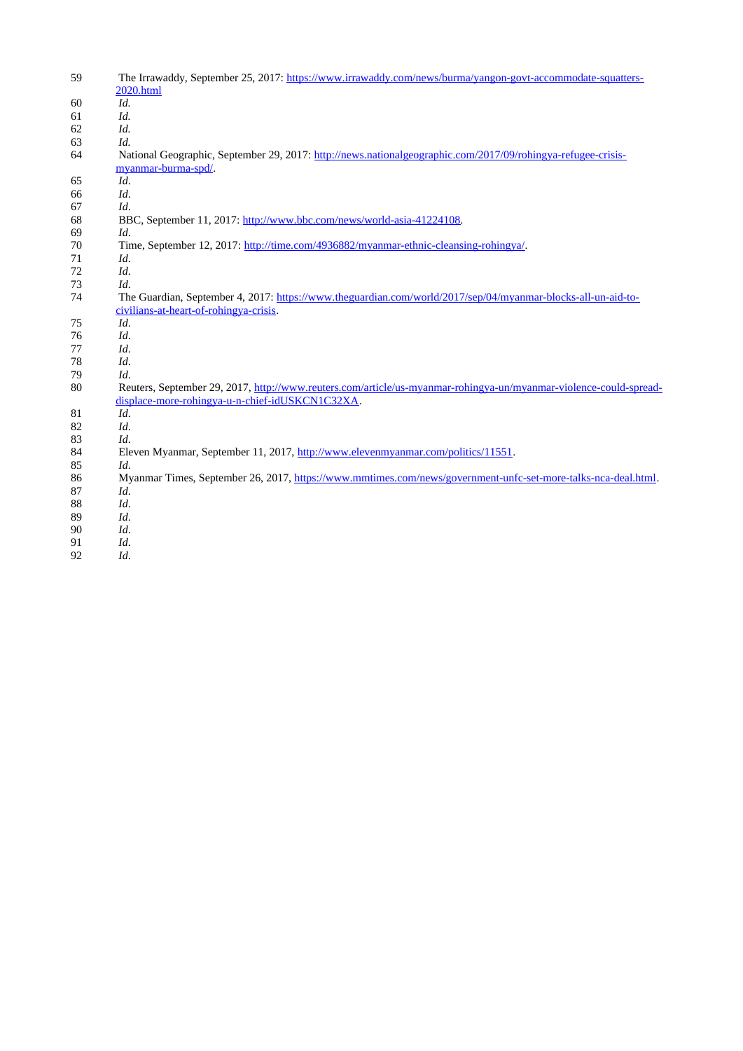59 The Irrawaddy, September 25, 2017: https://www.irrawaddy.com/news/burma/yangon-govt-accommodate-squatters-2020.html

60 *Id.*

61 *Id.*

62 *Id.*

63 *Id.*

64 National Geographic, September 29, 2017: http://news.nationalgeographic.com/2017/09/rohingya-refugee-crisis-myanmar-burma-spd/.

65 *Id.*

66 *Id.*

67 *Id.*

68 BBC, September 11, 2017: http://www.bbc.com/news/world-asia-41224108.

69 *Id.*

70 Time, September 12, 2017: http://time.com/4936882/myanmar-ethnic-cleansing-rohingya/.

71 *Id.*

72 *Id.*

73 *Id.*

74 The Guardian, September 4, 2017: https://www.theguardian.com/world/2017/sep/04/myanmar-blocks-all-un-aid-to-civilians-at-heart-of-rohingya-crisis.

75 *Id.*

76 *Id.*

77 *Id.*

78 *Id.*

79 *Id.*

80 Reuters, September 29, 2017, http://www.reuters.com/article/us-myanmar-rohingya-un/myanmar-violence-could-spread-displace-more-rohingya-u-n-chief-idUSKCN1C32XA.

81 *Id.*

82 *Id.*

83 *Id.*

84 Eleven Myanmar, September 11, 2017, http://www.elevenmyanmar.com/politics/11551.

85 *Id.*

86 Myanmar Times, September 26, 2017, https://www.mmtimes.com/news/government-unfc-set-more-talks-nca-deal.html.

87 *Id.*

88 *Id.*

89 *Id.*

90 *Id.*

91 *Id.*

92 *Id.*